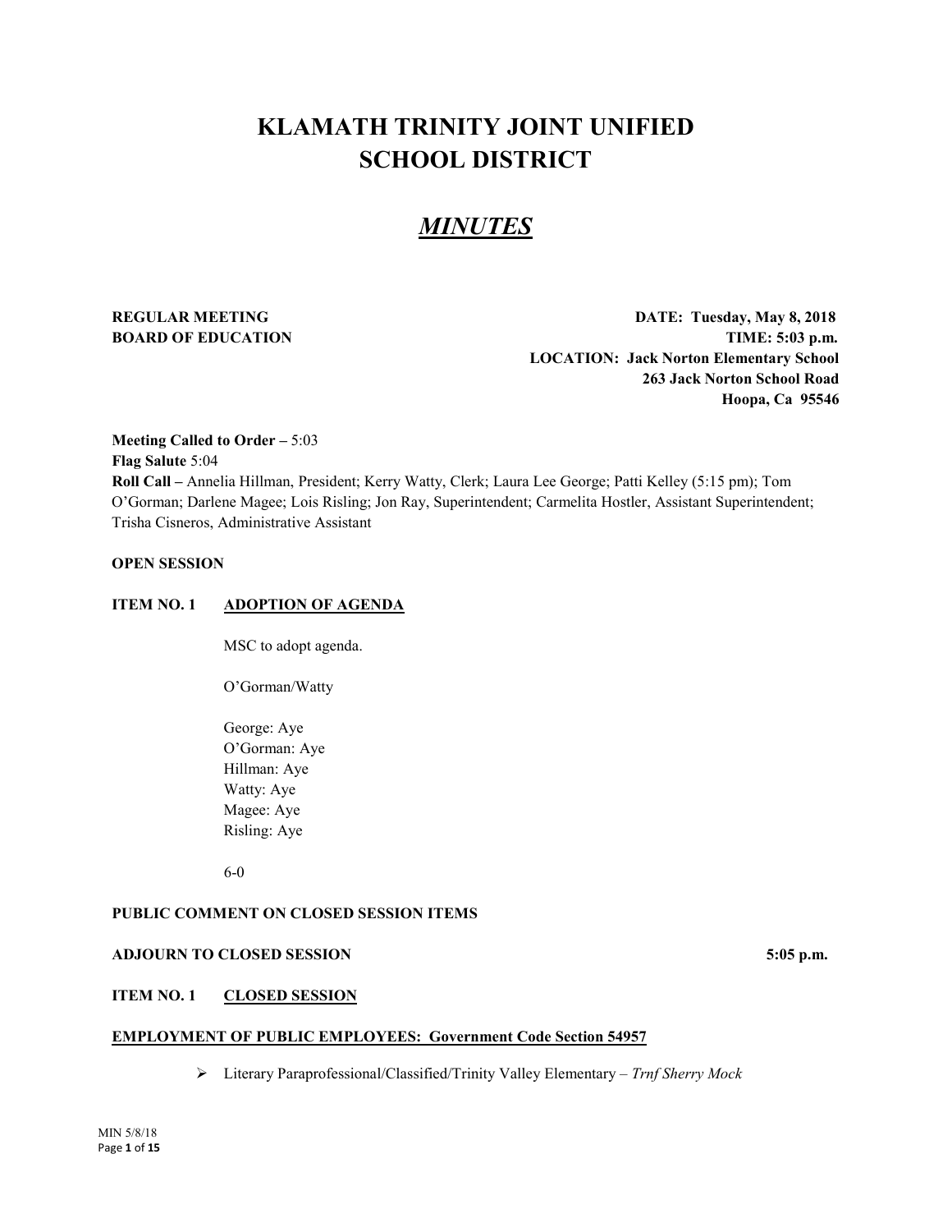# KLAMATH TRINITY JOINT UNIFIED SCHOOL DISTRICT

## *MINUTES*

**REGULAR MEETING**
**BOARD OF EDUCATION**

**DATE: Tuesday, May 8, 2018**
**TIME: 5:03 p.m.**
**LOCATION: Jack Norton Elementary School**
**263 Jack Norton School Road**
**Hoopa, Ca 95546**

**Meeting Called to Order –** 5:03
**Flag Salute** 5:04
**Roll Call –** Annelia Hillman, President; Kerry Watty, Clerk; Laura Lee George; Patti Kelley (5:15 pm); Tom O'Gorman; Darlene Magee; Lois Risling; Jon Ray, Superintendent; Carmelita Hostler, Assistant Superintendent; Trisha Cisneros, Administrative Assistant

**OPEN SESSION**

**ITEM NO. 1 ADOPTION OF AGENDA**

MSC to adopt agenda.

O'Gorman/Watty

George: Aye
O'Gorman: Aye
Hillman: Aye
Watty: Aye
Magee: Aye
Risling: Aye

6-0

**PUBLIC COMMENT ON CLOSED SESSION ITEMS**

**ADJOURN TO CLOSED SESSION 5:05 p.m.**

**ITEM NO. 1 CLOSED SESSION**

**EMPLOYMENT OF PUBLIC EMPLOYEES: Government Code Section 54957**

- Literary Paraprofessional/Classified/Trinity Valley Elementary – *Trnf Sherry Mock*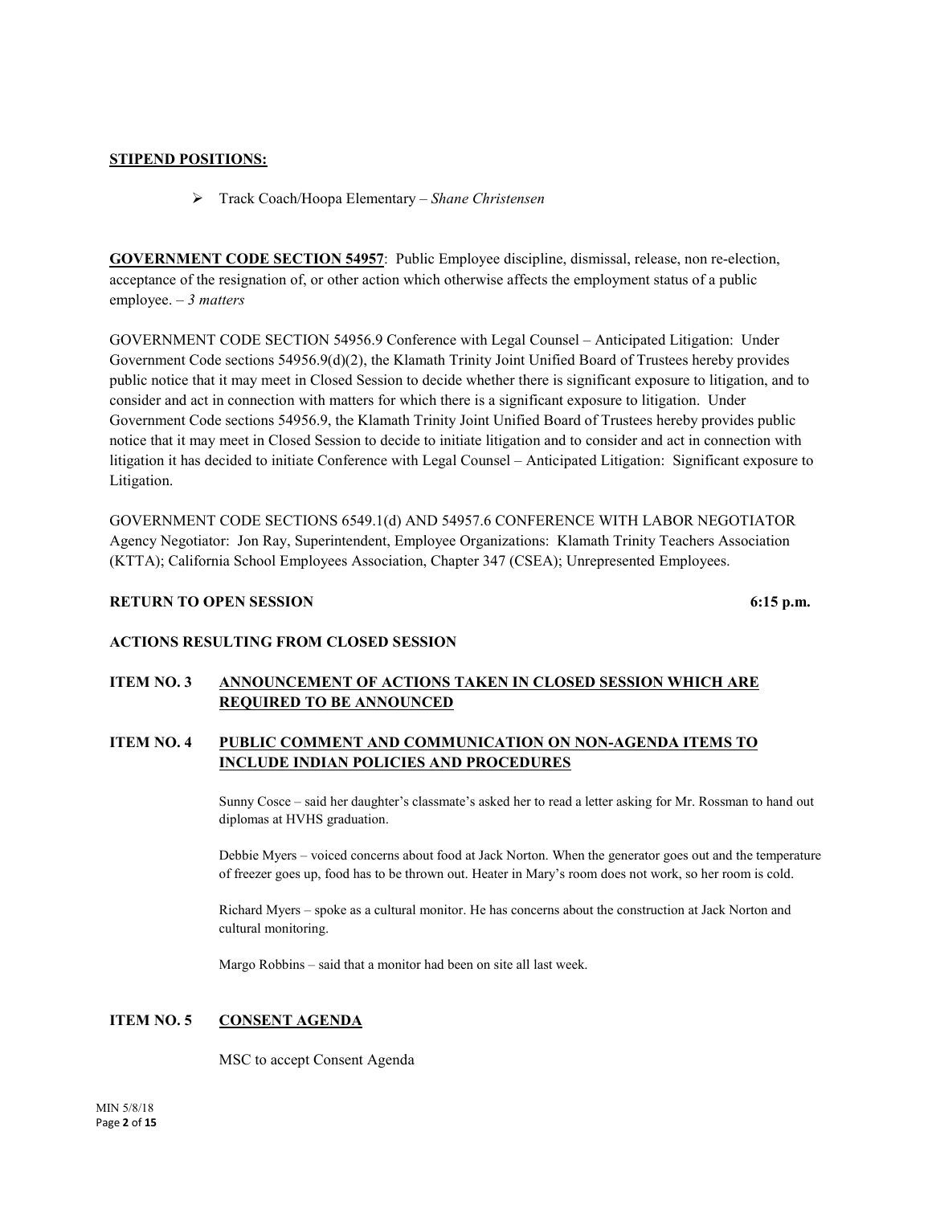**STIPEND POSITIONS:**

- Track Coach/Hoopa Elementary – *Shane Christensen*

**GOVERNMENT CODE SECTION 54957**: Public Employee discipline, dismissal, release, non re-election, acceptance of the resignation of, or other action which otherwise affects the employment status of a public employee. – *3 matters*

GOVERNMENT CODE SECTION 54956.9 Conference with Legal Counsel – Anticipated Litigation: Under Government Code sections 54956.9(d)(2), the Klamath Trinity Joint Unified Board of Trustees hereby provides public notice that it may meet in Closed Session to decide whether there is significant exposure to litigation, and to consider and act in connection with matters for which there is a significant exposure to litigation. Under Government Code sections 54956.9, the Klamath Trinity Joint Unified Board of Trustees hereby provides public notice that it may meet in Closed Session to decide to initiate litigation and to consider and act in connection with litigation it has decided to initiate Conference with Legal Counsel – Anticipated Litigation: Significant exposure to Litigation.

GOVERNMENT CODE SECTIONS 6549.1(d) AND 54957.6 CONFERENCE WITH LABOR NEGOTIATOR Agency Negotiator: Jon Ray, Superintendent, Employee Organizations: Klamath Trinity Teachers Association (KTTA); California School Employees Association, Chapter 347 (CSEA); Unrepresented Employees.

**RETURN TO OPEN SESSION** **6:15 p.m.**

**ACTIONS RESULTING FROM CLOSED SESSION**

**ITEM NO. 3 ANNOUNCEMENT OF ACTIONS TAKEN IN CLOSED SESSION WHICH ARE REQUIRED TO BE ANNOUNCED**

**ITEM NO. 4 PUBLIC COMMENT AND COMMUNICATION ON NON-AGENDA ITEMS TO INCLUDE INDIAN POLICIES AND PROCEDURES**

Sunny Cosce – said her daughter's classmate's asked her to read a letter asking for Mr. Rossman to hand out diplomas at HVHS graduation.

Debbie Myers – voiced concerns about food at Jack Norton. When the generator goes out and the temperature of freezer goes up, food has to be thrown out. Heater in Mary's room does not work, so her room is cold.

Richard Myers – spoke as a cultural monitor. He has concerns about the construction at Jack Norton and cultural monitoring.

Margo Robbins – said that a monitor had been on site all last week.

**ITEM NO. 5 CONSENT AGENDA**

MSC to accept Consent Agenda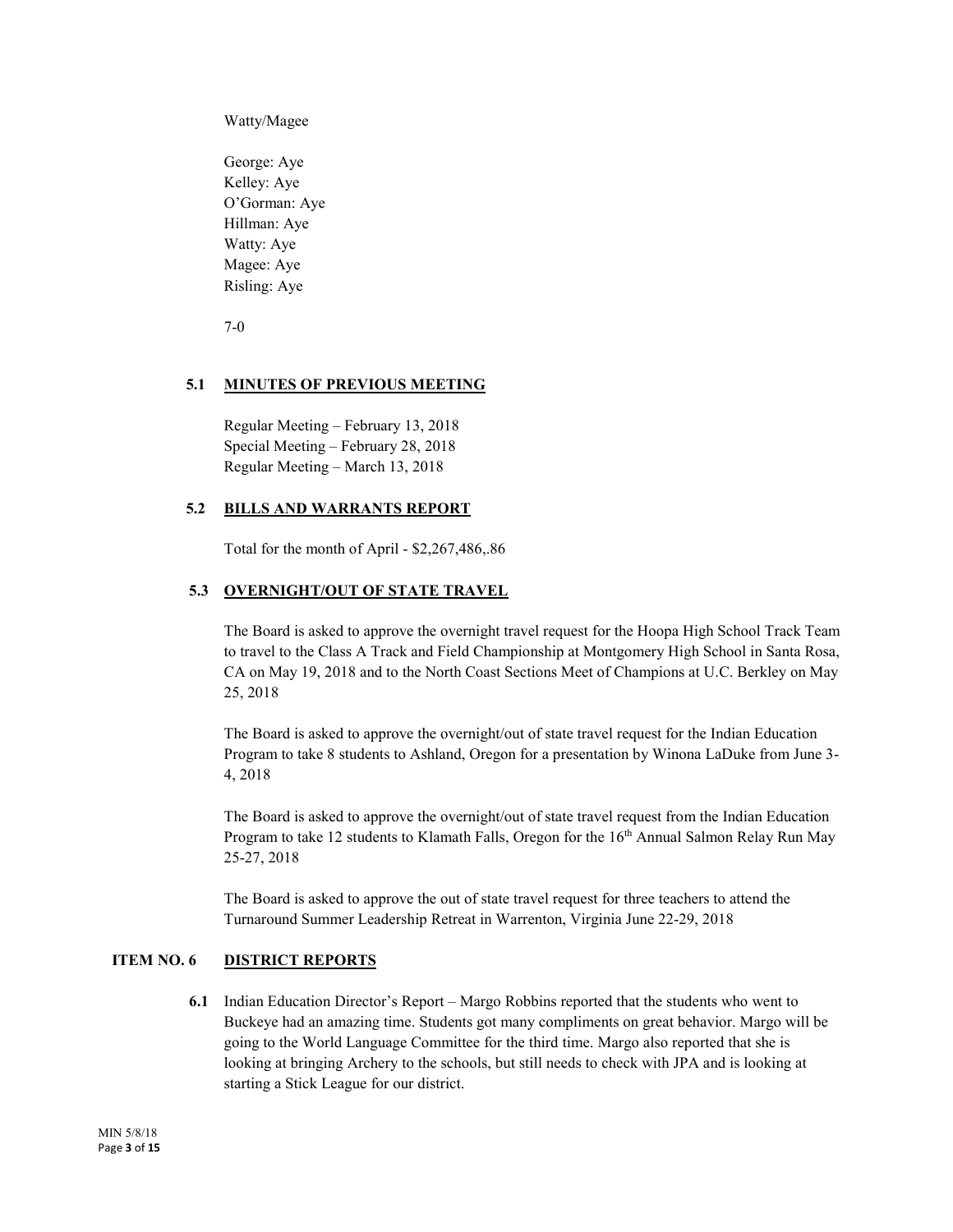Watty/Magee

George: Aye
Kelley: Aye
O'Gorman: Aye
Hillman: Aye
Watty: Aye
Magee: Aye
Risling: Aye

7-0

### 5.1 MINUTES OF PREVIOUS MEETING

Regular Meeting – February 13, 2018
Special Meeting – February 28, 2018
Regular Meeting – March 13, 2018

### 5.2 BILLS AND WARRANTS REPORT

Total for the month of April - $2,267,486,.86

### 5.3 OVERNIGHT/OUT OF STATE TRAVEL

The Board is asked to approve the overnight travel request for the Hoopa High School Track Team to travel to the Class A Track and Field Championship at Montgomery High School in Santa Rosa, CA on May 19, 2018 and to the North Coast Sections Meet of Champions at U.C. Berkley on May 25, 2018

The Board is asked to approve the overnight/out of state travel request for the Indian Education Program to take 8 students to Ashland, Oregon for a presentation by Winona LaDuke from June 3-4, 2018

The Board is asked to approve the overnight/out of state travel request from the Indian Education Program to take 12 students to Klamath Falls, Oregon for the 16th Annual Salmon Relay Run May 25-27, 2018

The Board is asked to approve the out of state travel request for three teachers to attend the Turnaround Summer Leadership Retreat in Warrenton, Virginia June 22-29, 2018

## ITEM NO. 6 DISTRICT REPORTS

**6.1** Indian Education Director's Report – Margo Robbins reported that the students who went to Buckeye had an amazing time. Students got many compliments on great behavior. Margo will be going to the World Language Committee for the third time. Margo also reported that she is looking at bringing Archery to the schools, but still needs to check with JPA and is looking at starting a Stick League for our district.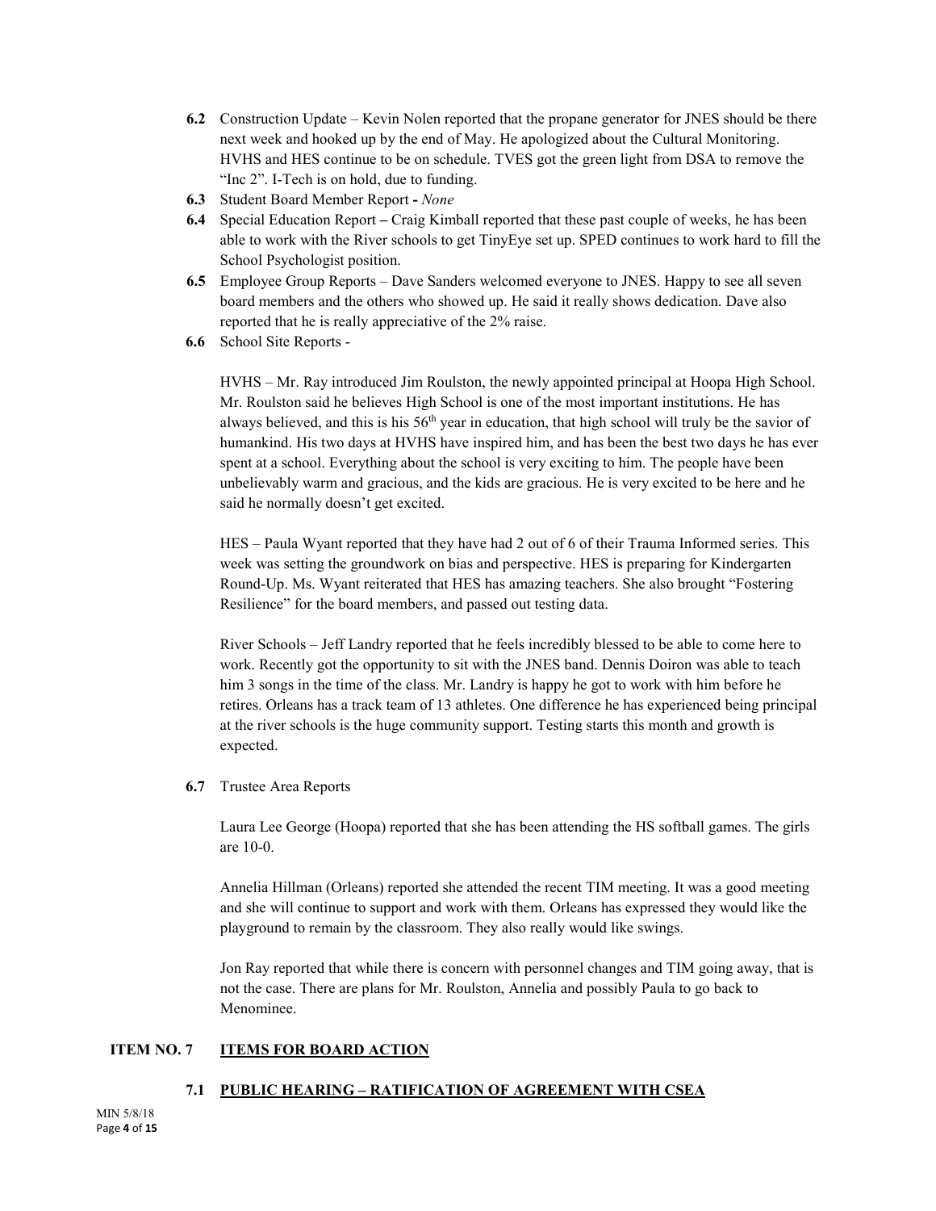**6.2** Construction Update – Kevin Nolen reported that the propane generator for JNES should be there next week and hooked up by the end of May. He apologized about the Cultural Monitoring. HVHS and HES continue to be on schedule. TVES got the green light from DSA to remove the "Inc 2". I-Tech is on hold, due to funding.

**6.3** Student Board Member Report **-** *None*

**6.4** Special Education Report **–** Craig Kimball reported that these past couple of weeks, he has been able to work with the River schools to get TinyEye set up. SPED continues to work hard to fill the School Psychologist position.

**6.5** Employee Group Reports – Dave Sanders welcomed everyone to JNES. Happy to see all seven board members and the others who showed up. He said it really shows dedication. Dave also reported that he is really appreciative of the 2% raise.

**6.6** School Site Reports -

HVHS – Mr. Ray introduced Jim Roulston, the newly appointed principal at Hoopa High School. Mr. Roulston said he believes High School is one of the most important institutions. He has always believed, and this is his 56th year in education, that high school will truly be the savior of humankind. His two days at HVHS have inspired him, and has been the best two days he has ever spent at a school. Everything about the school is very exciting to him. The people have been unbelievably warm and gracious, and the kids are gracious. He is very excited to be here and he said he normally doesn't get excited.

HES – Paula Wyant reported that they have had 2 out of 6 of their Trauma Informed series. This week was setting the groundwork on bias and perspective. HES is preparing for Kindergarten Round-Up. Ms. Wyant reiterated that HES has amazing teachers. She also brought "Fostering Resilience" for the board members, and passed out testing data.

River Schools – Jeff Landry reported that he feels incredibly blessed to be able to come here to work. Recently got the opportunity to sit with the JNES band. Dennis Doiron was able to teach him 3 songs in the time of the class. Mr. Landry is happy he got to work with him before he retires. Orleans has a track team of 13 athletes. One difference he has experienced being principal at the river schools is the huge community support. Testing starts this month and growth is expected.

**6.7** Trustee Area Reports

Laura Lee George (Hoopa) reported that she has been attending the HS softball games. The girls are 10-0.

Annelia Hillman (Orleans) reported she attended the recent TIM meeting. It was a good meeting and she will continue to support and work with them. Orleans has expressed they would like the playground to remain by the classroom. They also really would like swings.

Jon Ray reported that while there is concern with personnel changes and TIM going away, that is not the case. There are plans for Mr. Roulston, Annelia and possibly Paula to go back to Menominee.

## ITEM NO. 7 ITEMS FOR BOARD ACTION

### 7.1 PUBLIC HEARING – RATIFICATION OF AGREEMENT WITH CSEA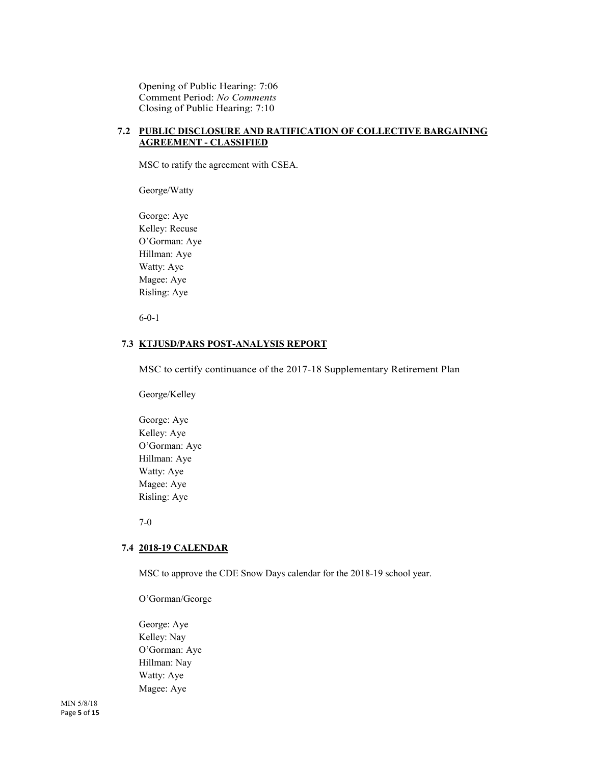Opening of Public Hearing: 7:06
Comment Period: *No Comments*
Closing of Public Hearing: 7:10

### 7.2 PUBLIC DISCLOSURE AND RATIFICATION OF COLLECTIVE BARGAINING AGREEMENT - CLASSIFIED

MSC to ratify the agreement with CSEA.

George/Watty

George: Aye
Kelley: Recuse
O'Gorman: Aye
Hillman: Aye
Watty: Aye
Magee: Aye
Risling: Aye

6-0-1

### 7.3 KTJUSD/PARS POST-ANALYSIS REPORT

MSC to certify continuance of the 2017-18 Supplementary Retirement Plan

George/Kelley

George: Aye
Kelley: Aye
O'Gorman: Aye
Hillman: Aye
Watty: Aye
Magee: Aye
Risling: Aye

7-0

### 7.4 2018-19 CALENDAR

MSC to approve the CDE Snow Days calendar for the 2018-19 school year.

O'Gorman/George

George: Aye
Kelley: Nay
O'Gorman: Aye
Hillman: Nay
Watty: Aye
Magee: Aye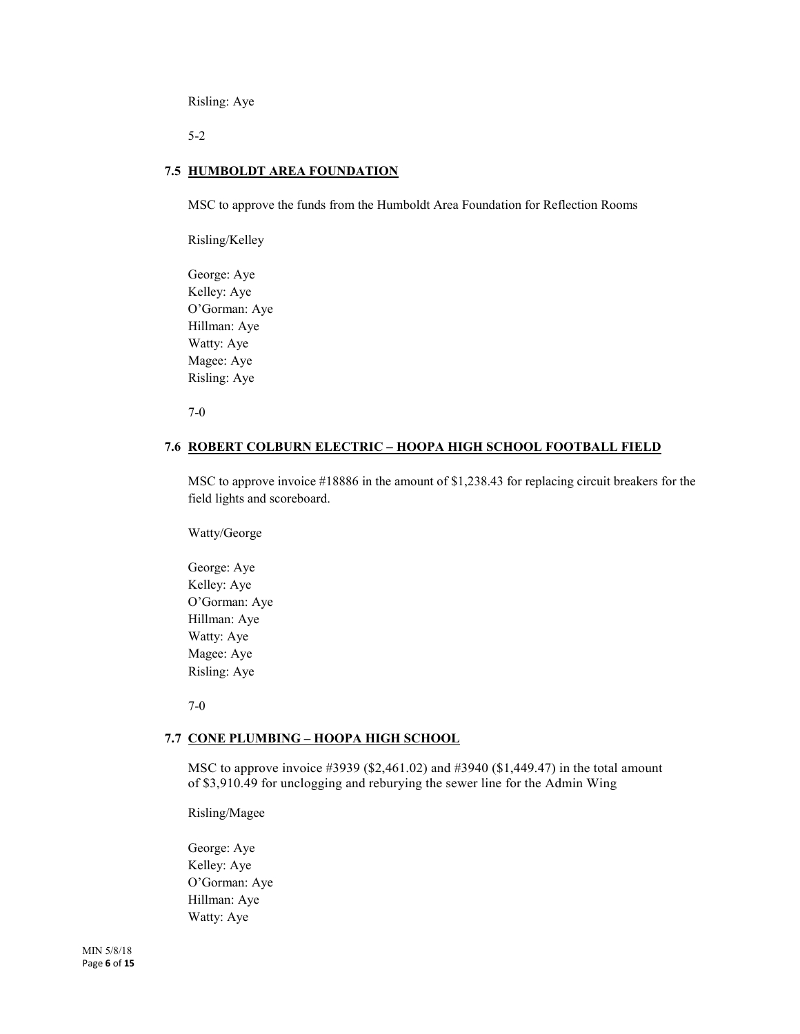Risling: Aye

5-2

### 7.5 HUMBOLDT AREA FOUNDATION

MSC to approve the funds from the Humboldt Area Foundation for Reflection Rooms

Risling/Kelley

George: Aye
Kelley: Aye
O'Gorman: Aye
Hillman: Aye
Watty: Aye
Magee: Aye
Risling: Aye

7-0

### 7.6 ROBERT COLBURN ELECTRIC – HOOPA HIGH SCHOOL FOOTBALL FIELD

MSC to approve invoice #18886 in the amount of $1,238.43 for replacing circuit breakers for the field lights and scoreboard.

Watty/George

George: Aye
Kelley: Aye
O'Gorman: Aye
Hillman: Aye
Watty: Aye
Magee: Aye
Risling: Aye

7-0

### 7.7 CONE PLUMBING – HOOPA HIGH SCHOOL

MSC to approve invoice #3939 ($2,461.02) and #3940 ($1,449.47) in the total amount of $3,910.49 for unclogging and reburying the sewer line for the Admin Wing

Risling/Magee

George: Aye
Kelley: Aye
O'Gorman: Aye
Hillman: Aye
Watty: Aye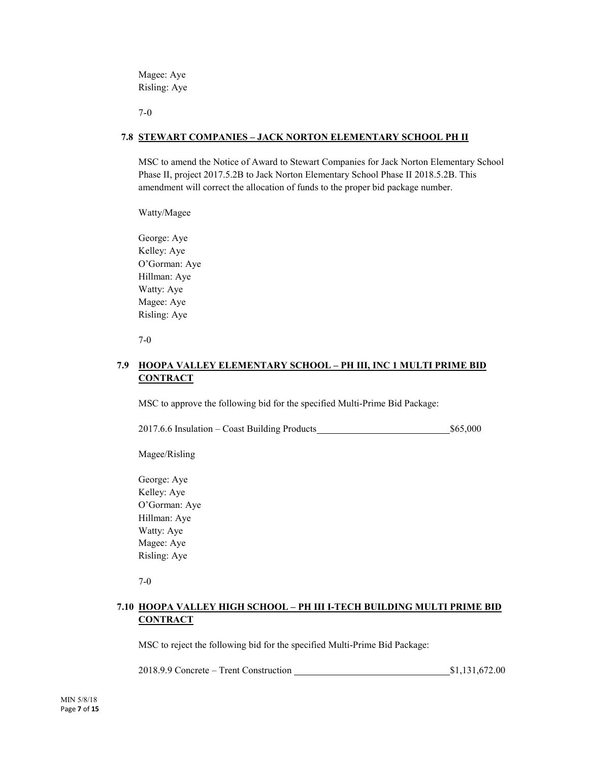Magee: Aye
Risling: Aye

7-0

### 7.8 STEWART COMPANIES – JACK NORTON ELEMENTARY SCHOOL PH II

MSC to amend the Notice of Award to Stewart Companies for Jack Norton Elementary School Phase II, project 2017.5.2B to Jack Norton Elementary School Phase II 2018.5.2B. This amendment will correct the allocation of funds to the proper bid package number.

Watty/Magee

George: Aye
Kelley: Aye
O'Gorman: Aye
Hillman: Aye
Watty: Aye
Magee: Aye
Risling: Aye

7-0

### 7.9 HOOPA VALLEY ELEMENTARY SCHOOL – PH III, INC 1 MULTI PRIME BID CONTRACT

MSC to approve the following bid for the specified Multi-Prime Bid Package:

2017.6.6 Insulation – Coast Building Products \$65,000

Magee/Risling

George: Aye
Kelley: Aye
O'Gorman: Aye
Hillman: Aye
Watty: Aye
Magee: Aye
Risling: Aye

7-0

### 7.10 HOOPA VALLEY HIGH SCHOOL – PH III I-TECH BUILDING MULTI PRIME BID CONTRACT

MSC to reject the following bid for the specified Multi-Prime Bid Package:

2018.9.9 Concrete – Trent Construction \$1,131,672.00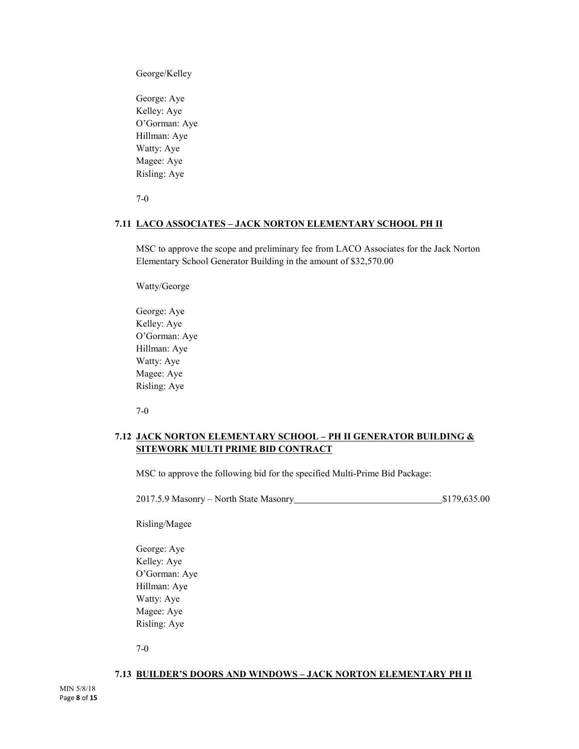George/Kelley

George: Aye  
Kelley: Aye  
O'Gorman: Aye  
Hillman: Aye  
Watty: Aye  
Magee: Aye  
Risling: Aye

7-0

### 7.11 LACO ASSOCIATES – JACK NORTON ELEMENTARY SCHOOL PH II

MSC to approve the scope and preliminary fee from LACO Associates for the Jack Norton Elementary School Generator Building in the amount of $32,570.00

Watty/George

George: Aye  
Kelley: Aye  
O'Gorman: Aye  
Hillman: Aye  
Watty: Aye  
Magee: Aye  
Risling: Aye

7-0

### 7.12 JACK NORTON ELEMENTARY SCHOOL – PH II GENERATOR BUILDING & SITEWORK MULTI PRIME BID CONTRACT

MSC to approve the following bid for the specified Multi-Prime Bid Package:

2017.5.9 Masonry – North State Masonry________________________________$179,635.00

Risling/Magee

George: Aye  
Kelley: Aye  
O'Gorman: Aye  
Hillman: Aye  
Watty: Aye  
Magee: Aye  
Risling: Aye

7-0

### 7.13 BUILDER'S DOORS AND WINDOWS – JACK NORTON ELEMENTARY PH II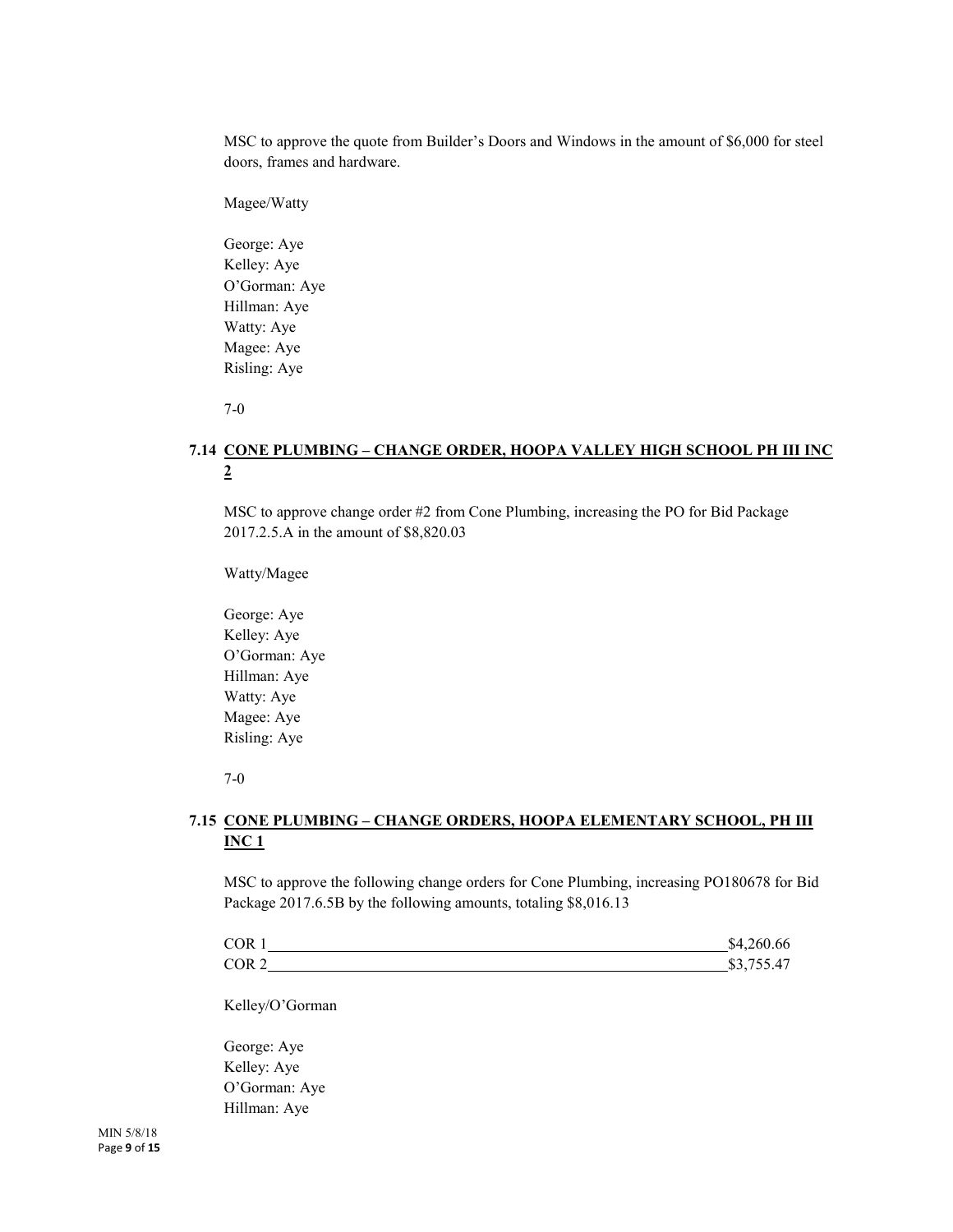MSC to approve the quote from Builder's Doors and Windows in the amount of $6,000 for steel doors, frames and hardware.

Magee/Watty

George: Aye
Kelley: Aye
O'Gorman: Aye
Hillman: Aye
Watty: Aye
Magee: Aye
Risling: Aye

7-0

### 7.14 CONE PLUMBING – CHANGE ORDER, HOOPA VALLEY HIGH SCHOOL PH III INC 2

MSC to approve change order #2 from Cone Plumbing, increasing the PO for Bid Package 2017.2.5.A in the amount of $8,820.03

Watty/Magee

George: Aye
Kelley: Aye
O'Gorman: Aye
Hillman: Aye
Watty: Aye
Magee: Aye
Risling: Aye

7-0

### 7.15 CONE PLUMBING – CHANGE ORDERS, HOOPA ELEMENTARY SCHOOL, PH III INC 1

MSC to approve the following change orders for Cone Plumbing, increasing PO180678 for Bid Package 2017.6.5B by the following amounts, totaling $8,016.13

| | |
|---|---|
| COR 1 | $4,260.66 |
| COR 2 | $3,755.47 |

Kelley/O'Gorman

George: Aye
Kelley: Aye
O'Gorman: Aye
Hillman: Aye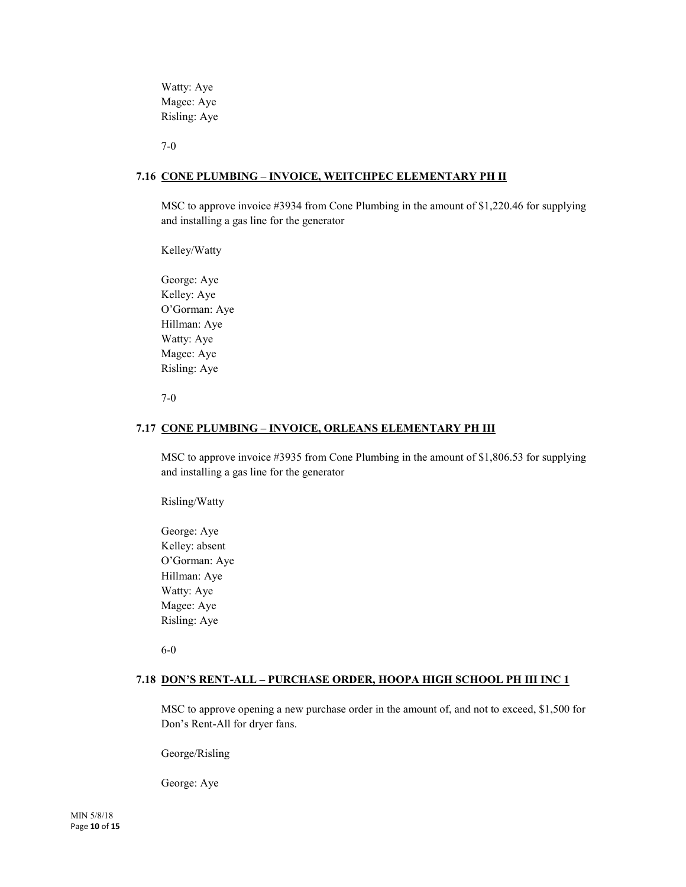Watty: Aye
Magee: Aye
Risling: Aye

7-0

### 7.16 CONE PLUMBING – INVOICE, WEITCHPEC ELEMENTARY PH II

MSC to approve invoice #3934 from Cone Plumbing in the amount of $1,220.46 for supplying and installing a gas line for the generator

Kelley/Watty

George: Aye
Kelley: Aye
O'Gorman: Aye
Hillman: Aye
Watty: Aye
Magee: Aye
Risling: Aye

7-0

### 7.17 CONE PLUMBING – INVOICE, ORLEANS ELEMENTARY PH III

MSC to approve invoice #3935 from Cone Plumbing in the amount of $1,806.53 for supplying and installing a gas line for the generator

Risling/Watty

George: Aye
Kelley: absent
O'Gorman: Aye
Hillman: Aye
Watty: Aye
Magee: Aye
Risling: Aye

6-0

### 7.18 DON'S RENT-ALL – PURCHASE ORDER, HOOPA HIGH SCHOOL PH III INC 1

MSC to approve opening a new purchase order in the amount of, and not to exceed, $1,500 for Don's Rent-All for dryer fans.

George/Risling

George: Aye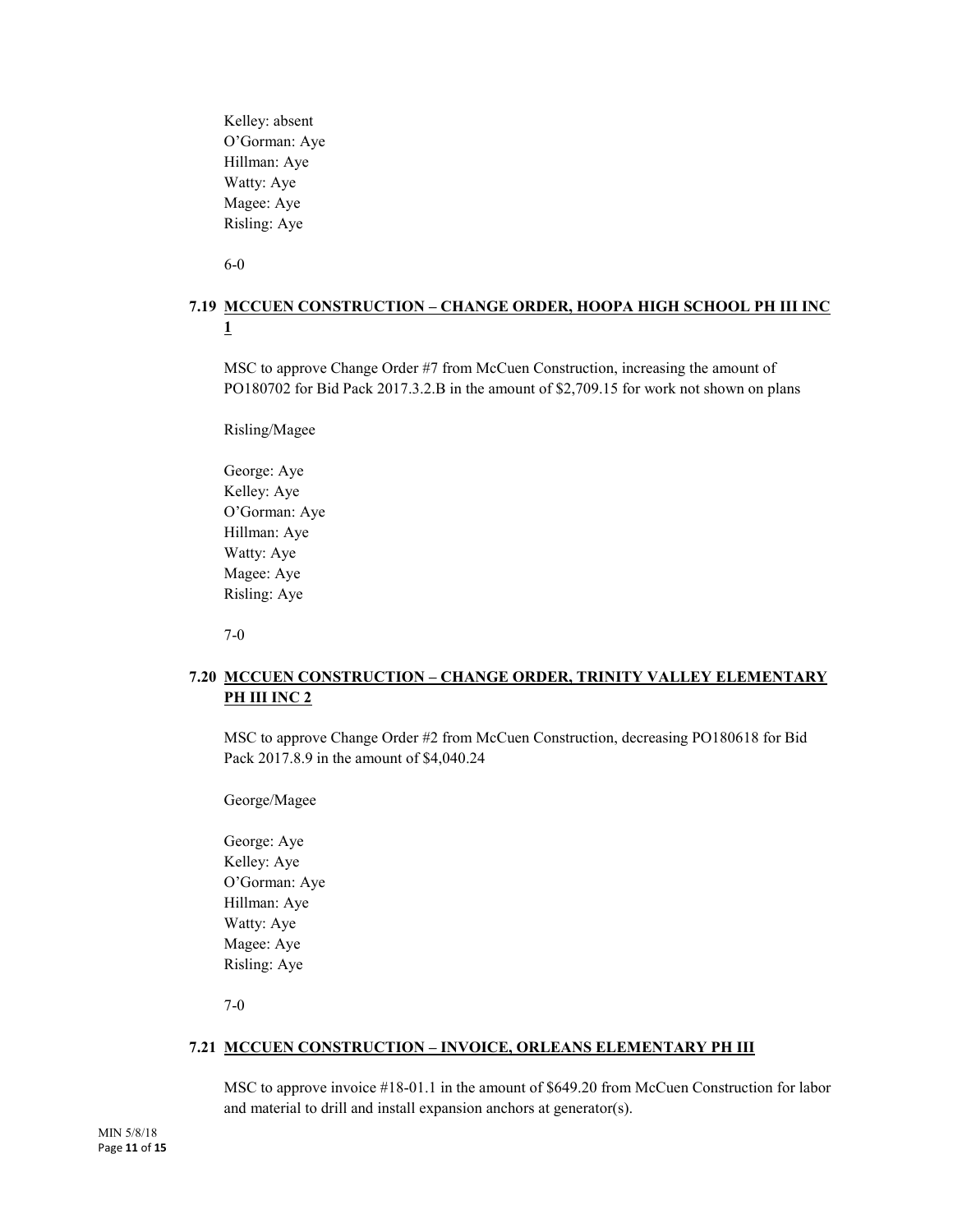Kelley: absent
O'Gorman: Aye
Hillman: Aye
Watty: Aye
Magee: Aye
Risling: Aye

6-0

### 7.19 MCCUEN CONSTRUCTION – CHANGE ORDER, HOOPA HIGH SCHOOL PH III INC 1

MSC to approve Change Order #7 from McCuen Construction, increasing the amount of PO180702 for Bid Pack 2017.3.2.B in the amount of $2,709.15 for work not shown on plans

Risling/Magee

George: Aye
Kelley: Aye
O'Gorman: Aye
Hillman: Aye
Watty: Aye
Magee: Aye
Risling: Aye

7-0

### 7.20 MCCUEN CONSTRUCTION – CHANGE ORDER, TRINITY VALLEY ELEMENTARY PH III INC 2

MSC to approve Change Order #2 from McCuen Construction, decreasing PO180618 for Bid Pack 2017.8.9 in the amount of $4,040.24

George/Magee

George: Aye
Kelley: Aye
O'Gorman: Aye
Hillman: Aye
Watty: Aye
Magee: Aye
Risling: Aye

7-0

### 7.21 MCCUEN CONSTRUCTION – INVOICE, ORLEANS ELEMENTARY PH III

MSC to approve invoice #18-01.1 in the amount of $649.20 from McCuen Construction for labor and material to drill and install expansion anchors at generator(s).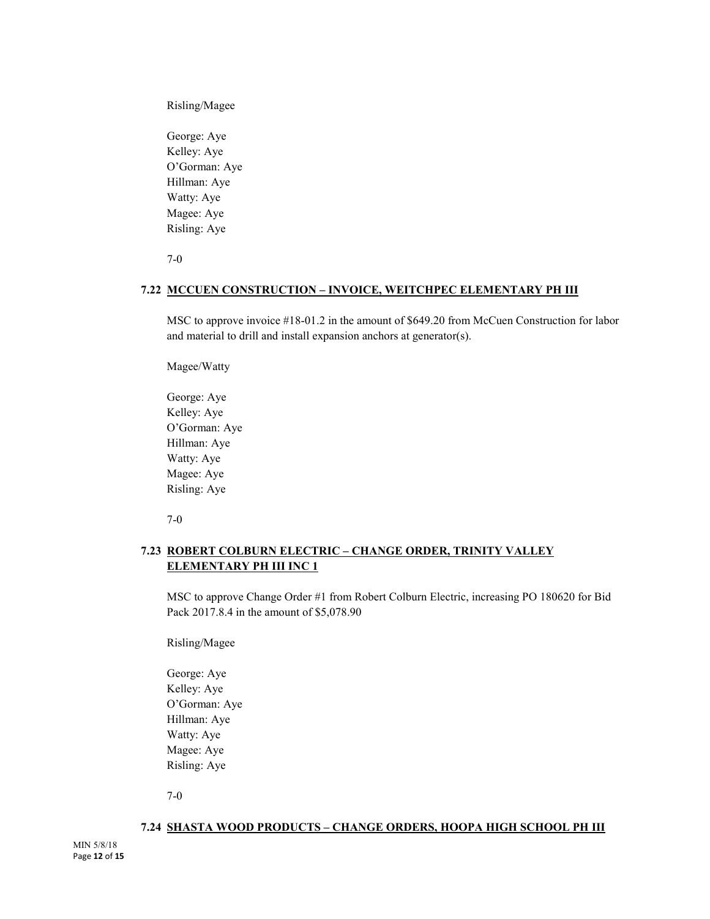Risling/Magee

George: Aye
Kelley: Aye
O'Gorman: Aye
Hillman: Aye
Watty: Aye
Magee: Aye
Risling: Aye

7-0

### 7.22 MCCUEN CONSTRUCTION – INVOICE, WEITCHPEC ELEMENTARY PH III

MSC to approve invoice #18-01.2 in the amount of $649.20 from McCuen Construction for labor and material to drill and install expansion anchors at generator(s).

Magee/Watty

George: Aye
Kelley: Aye
O'Gorman: Aye
Hillman: Aye
Watty: Aye
Magee: Aye
Risling: Aye

7-0

### 7.23 ROBERT COLBURN ELECTRIC – CHANGE ORDER, TRINITY VALLEY ELEMENTARY PH III INC 1

MSC to approve Change Order #1 from Robert Colburn Electric, increasing PO 180620 for Bid Pack 2017.8.4 in the amount of $5,078.90

Risling/Magee

George: Aye
Kelley: Aye
O'Gorman: Aye
Hillman: Aye
Watty: Aye
Magee: Aye
Risling: Aye

7-0

### 7.24 SHASTA WOOD PRODUCTS – CHANGE ORDERS, HOOPA HIGH SCHOOL PH III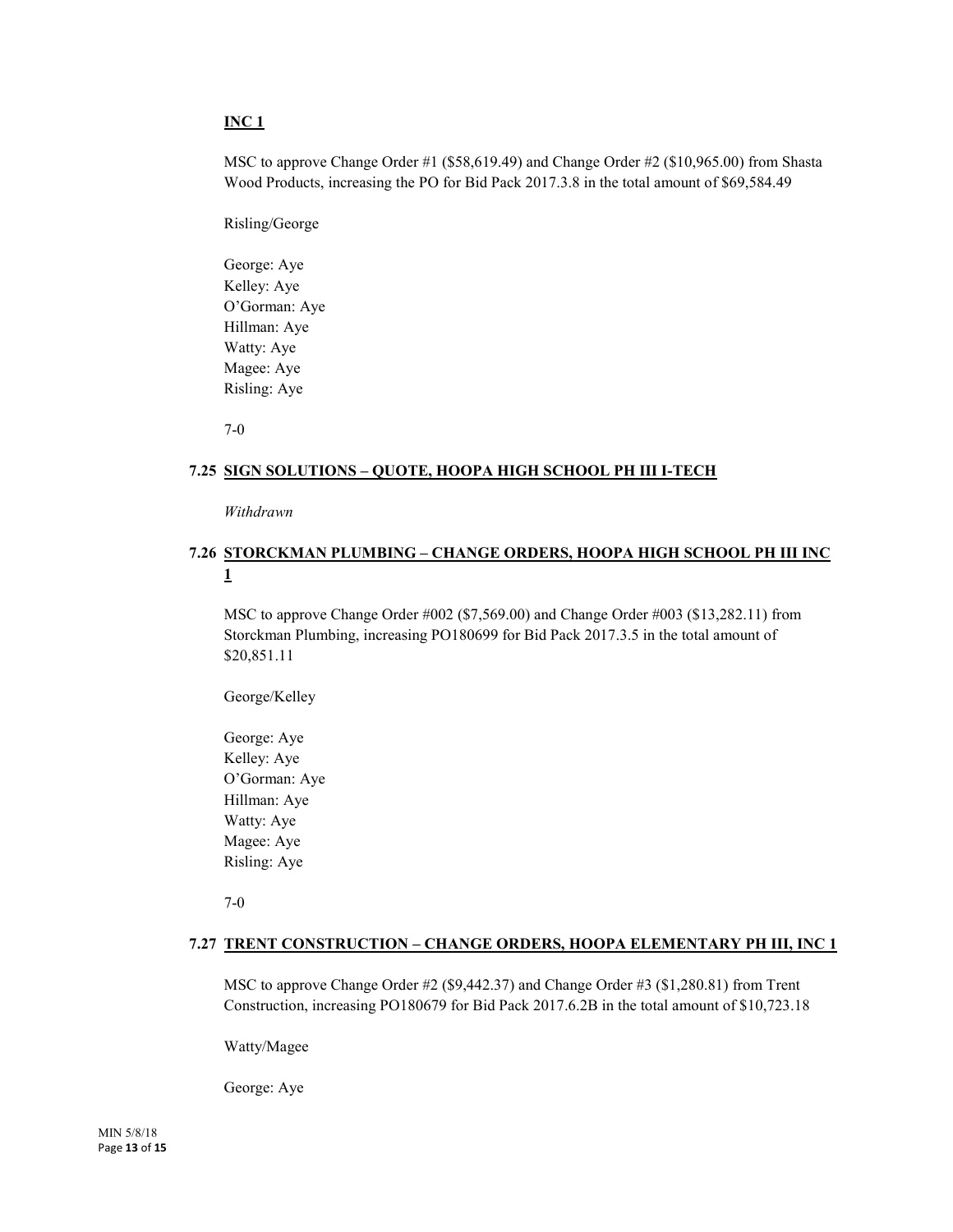**INC 1**

MSC to approve Change Order #1 ($58,619.49) and Change Order #2 ($10,965.00) from Shasta Wood Products, increasing the PO for Bid Pack 2017.3.8 in the total amount of $69,584.49

Risling/George

George: Aye
Kelley: Aye
O'Gorman: Aye
Hillman: Aye
Watty: Aye
Magee: Aye
Risling: Aye

7-0

### 7.25 SIGN SOLUTIONS – QUOTE, HOOPA HIGH SCHOOL PH III I-TECH

*Withdrawn*

### 7.26 STORCKMAN PLUMBING – CHANGE ORDERS, HOOPA HIGH SCHOOL PH III INC 1

MSC to approve Change Order #002 ($7,569.00) and Change Order #003 ($13,282.11) from Storckman Plumbing, increasing PO180699 for Bid Pack 2017.3.5 in the total amount of $20,851.11

George/Kelley

George: Aye
Kelley: Aye
O'Gorman: Aye
Hillman: Aye
Watty: Aye
Magee: Aye
Risling: Aye

7-0

### 7.27 TRENT CONSTRUCTION – CHANGE ORDERS, HOOPA ELEMENTARY PH III, INC 1

MSC to approve Change Order #2 ($9,442.37) and Change Order #3 ($1,280.81) from Trent Construction, increasing PO180679 for Bid Pack 2017.6.2B in the total amount of $10,723.18

Watty/Magee

George: Aye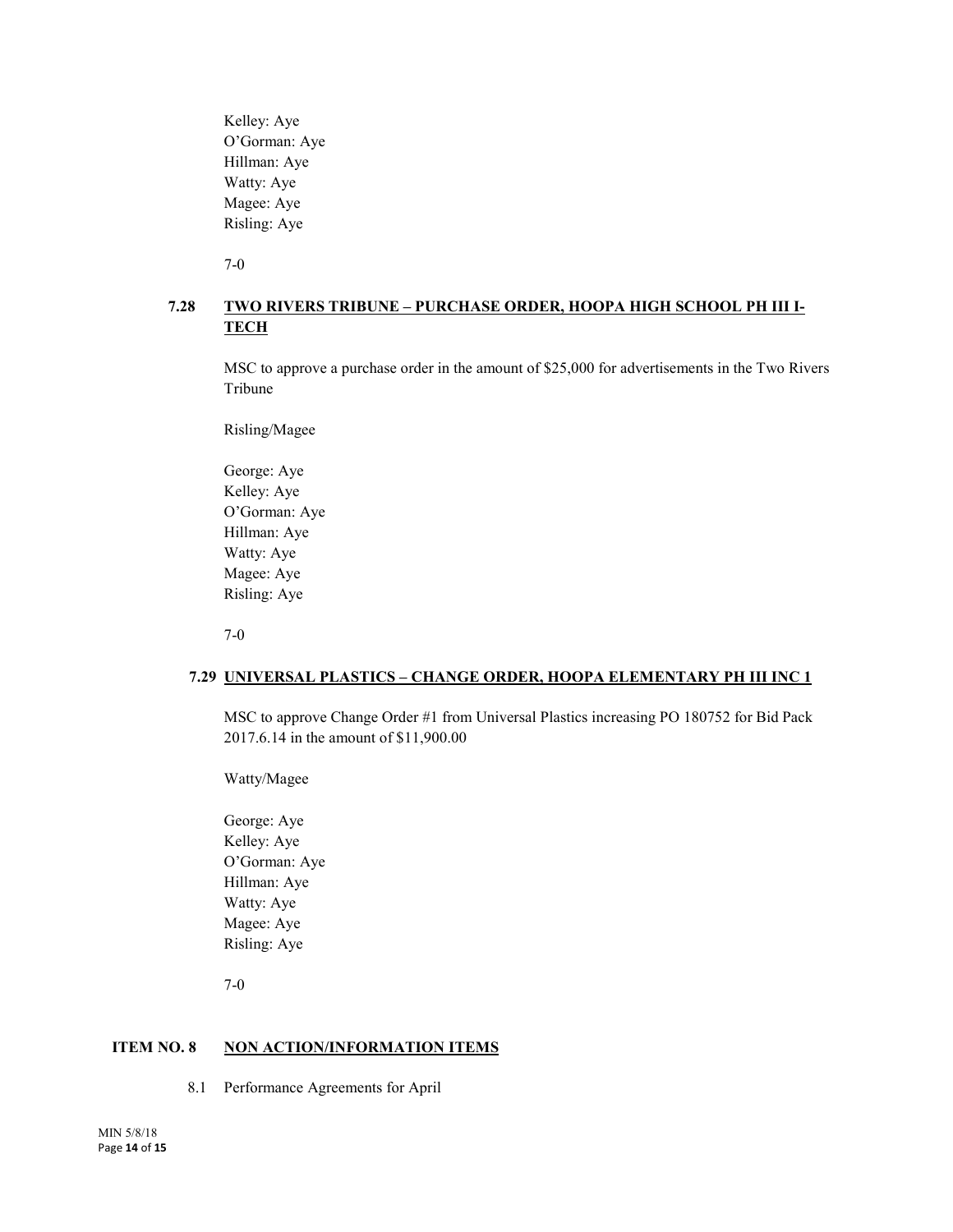Kelley: Aye
O'Gorman: Aye
Hillman: Aye
Watty: Aye
Magee: Aye
Risling: Aye

7-0

### 7.28 TWO RIVERS TRIBUNE – PURCHASE ORDER, HOOPA HIGH SCHOOL PH III I-TECH

MSC to approve a purchase order in the amount of $25,000 for advertisements in the Two Rivers Tribune

Risling/Magee

George: Aye
Kelley: Aye
O'Gorman: Aye
Hillman: Aye
Watty: Aye
Magee: Aye
Risling: Aye

7-0

### 7.29 UNIVERSAL PLASTICS – CHANGE ORDER, HOOPA ELEMENTARY PH III INC 1

MSC to approve Change Order #1 from Universal Plastics increasing PO 180752 for Bid Pack 2017.6.14 in the amount of $11,900.00

Watty/Magee

George: Aye
Kelley: Aye
O'Gorman: Aye
Hillman: Aye
Watty: Aye
Magee: Aye
Risling: Aye

7-0

## ITEM NO. 8 NON ACTION/INFORMATION ITEMS

8.1 Performance Agreements for April

MIN 5/8/18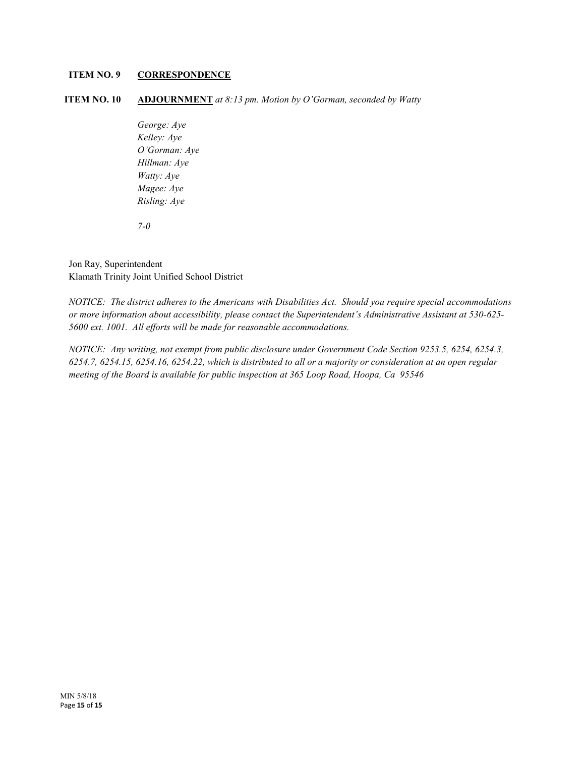**ITEM NO. 9 CORRESPONDENCE**

**ITEM NO. 10 ADJOURNMENT** *at 8:13 pm. Motion by O'Gorman, seconded by Watty*

*George: Aye*
*Kelley: Aye*
*O'Gorman: Aye*
*Hillman: Aye*
*Watty: Aye*
*Magee: Aye*
*Risling: Aye*

*7-0*

Jon Ray, Superintendent
Klamath Trinity Joint Unified School District

*NOTICE: The district adheres to the Americans with Disabilities Act. Should you require special accommodations or more information about accessibility, please contact the Superintendent's Administrative Assistant at 530-625-5600 ext. 1001. All efforts will be made for reasonable accommodations.*

*NOTICE: Any writing, not exempt from public disclosure under Government Code Section 9253.5, 6254, 6254.3, 6254.7, 6254.15, 6254.16, 6254.22, which is distributed to all or a majority or consideration at an open regular meeting of the Board is available for public inspection at 365 Loop Road, Hoopa, Ca 95546*

MIN 5/8/18